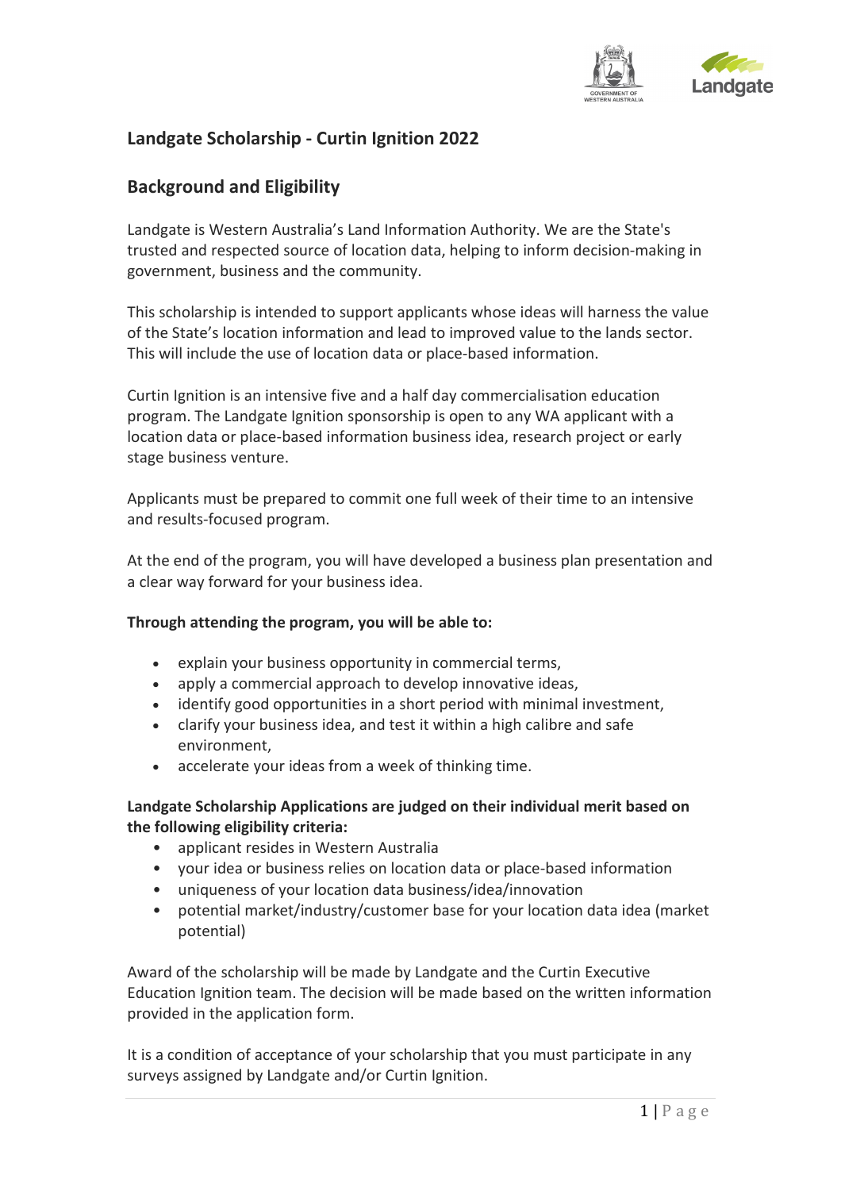# Landgate Scholarship - Curtin Ignition 2022

## Background and Eligibility

Landgate is Western Australia's Land Information Authority. We are the State's trusted and respected source of location data, helping to inform decision-making in government, business and the community.

This scholarship is intended to support applicants whose ideas will harness the value of the State's location information and lead to improved value to the lands sector. This will include the use of location data or place-based information.

Curtin Ignition is an intensive five and a half day commercialisation education program. The Landgate Ignition sponsorship is open to any WA applicant with a location data or place-based information business idea, research project or early stage business venture.

Applicants must be prepared to commit one full week of their time to an intensive and results-focused program.

At the end of the program, you will have developed a business plan presentation and a clear way forward for your business idea.

**Through attending the program, you will be able to:**

- explain your business opportunity in commercial terms,
- apply a commercial approach to develop innovative ideas,
- identify good opportunities in a short period with minimal investment,
- clarify your business idea, and test it within a high calibre and safe environment,
- accelerate your ideas from a week of thinking time.

**Landgate Scholarship Applications are judged on their individual merit based on the following eligibility criteria:**

- applicant resides in Western Australia
- your idea or business relies on location data or place-based information
- uniqueness of your location data business/idea/innovation
- potential market/industry/customer base for your location data idea (market potential)

Award of the scholarship will be made by Landgate and the Curtin Executive Education Ignition team. The decision will be made based on the written information provided in the application form.

It is a condition of acceptance of your scholarship that you must participate in any surveys assigned by Landgate and/or Curtin Ignition.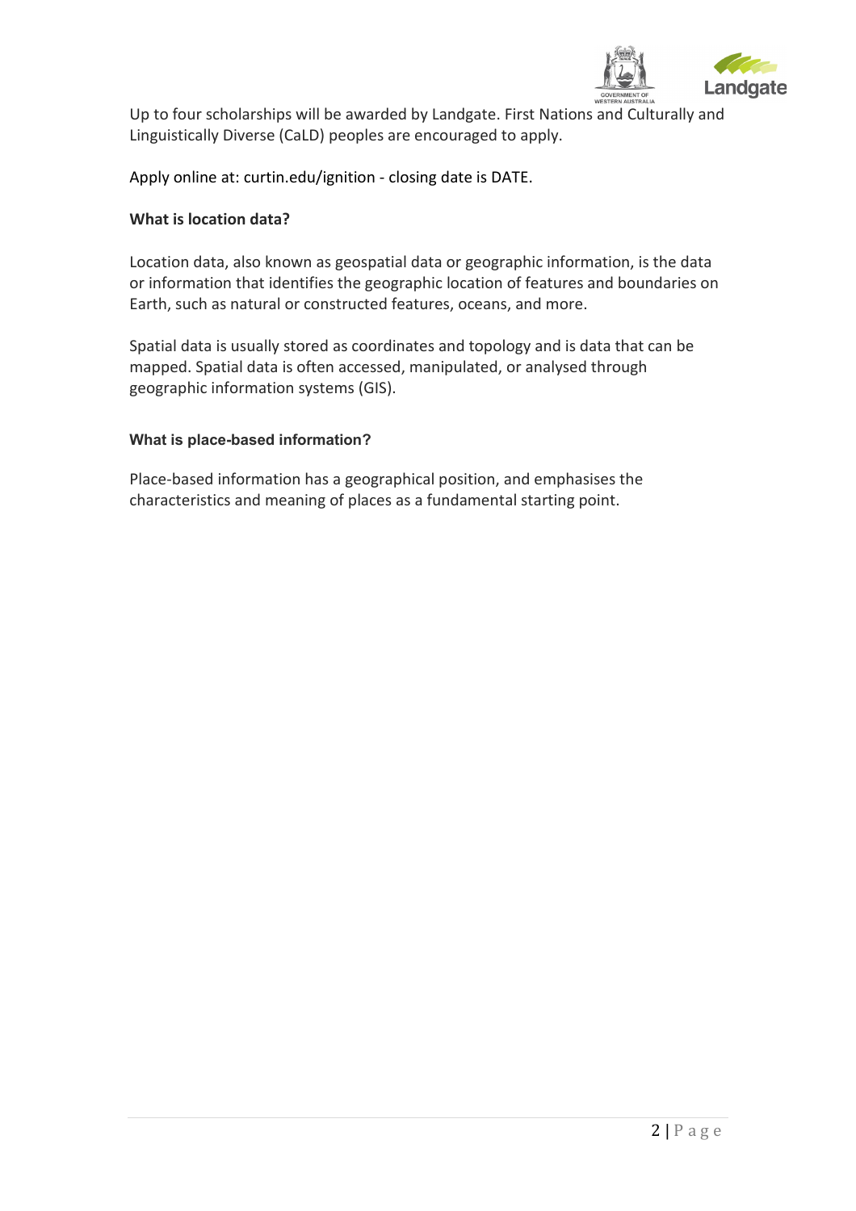Up to four scholarships will be awarded by Landgate. First Nations and Culturally and Linguistically Diverse (CaLD) peoples are encouraged to apply.

Apply online at: curtin.edu/ignition - closing date is DATE.

**What is location data?**

Location data, also known as geospatial data or geographic information, is the data or information that identifies the geographic location of features and boundaries on Earth, such as natural or constructed features, oceans, and more.

Spatial data is usually stored as coordinates and topology and is data that can be mapped. Spatial data is often accessed, manipulated, or analysed through geographic information systems (GIS).

**What is place-based information?**

Place-based information has a geographical position, and emphasises the characteristics and meaning of places as a fundamental starting point.